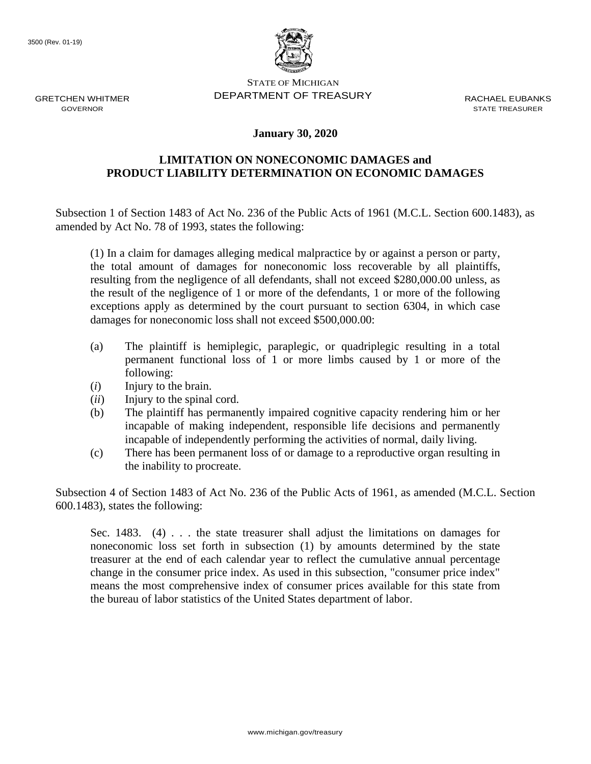3500 (Rev. 01-19)

STATE OF MICHIGAN
DEPARTMENT OF TREASURY

GRETCHEN WHITMER
GOVERNOR

RACHAEL EUBANKS
STATE TREASURER

**January 30, 2020**

## LIMITATION ON NONECONOMIC DAMAGES and PRODUCT LIABILITY DETERMINATION ON ECONOMIC DAMAGES

Subsection 1 of Section 1483 of Act No. 236 of the Public Acts of 1961 (M.C.L. Section 600.1483), as amended by Act No. 78 of 1993, states the following:

> (1) In a claim for damages alleging medical malpractice by or against a person or party, the total amount of damages for noneconomic loss recoverable by all plaintiffs, resulting from the negligence of all defendants, shall not exceed $280,000.00 unless, as the result of the negligence of 1 or more of the defendants, 1 or more of the following exceptions apply as determined by the court pursuant to section 6304, in which case damages for noneconomic loss shall not exceed $500,000.00:
>
> (a) The plaintiff is hemiplegic, paraplegic, or quadriplegic resulting in a total permanent functional loss of 1 or more limbs caused by 1 or more of the following:
>
> (*i*) Injury to the brain.
>
> (*ii*) Injury to the spinal cord.
>
> (b) The plaintiff has permanently impaired cognitive capacity rendering him or her incapable of making independent, responsible life decisions and permanently incapable of independently performing the activities of normal, daily living.
>
> (c) There has been permanent loss of or damage to a reproductive organ resulting in the inability to procreate.

Subsection 4 of Section 1483 of Act No. 236 of the Public Acts of 1961, as amended (M.C.L. Section 600.1483), states the following:

> Sec. 1483. (4) . . . the state treasurer shall adjust the limitations on damages for noneconomic loss set forth in subsection (1) by amounts determined by the state treasurer at the end of each calendar year to reflect the cumulative annual percentage change in the consumer price index. As used in this subsection, "consumer price index" means the most comprehensive index of consumer prices available for this state from the bureau of labor statistics of the United States department of labor.

www.michigan.gov/treasury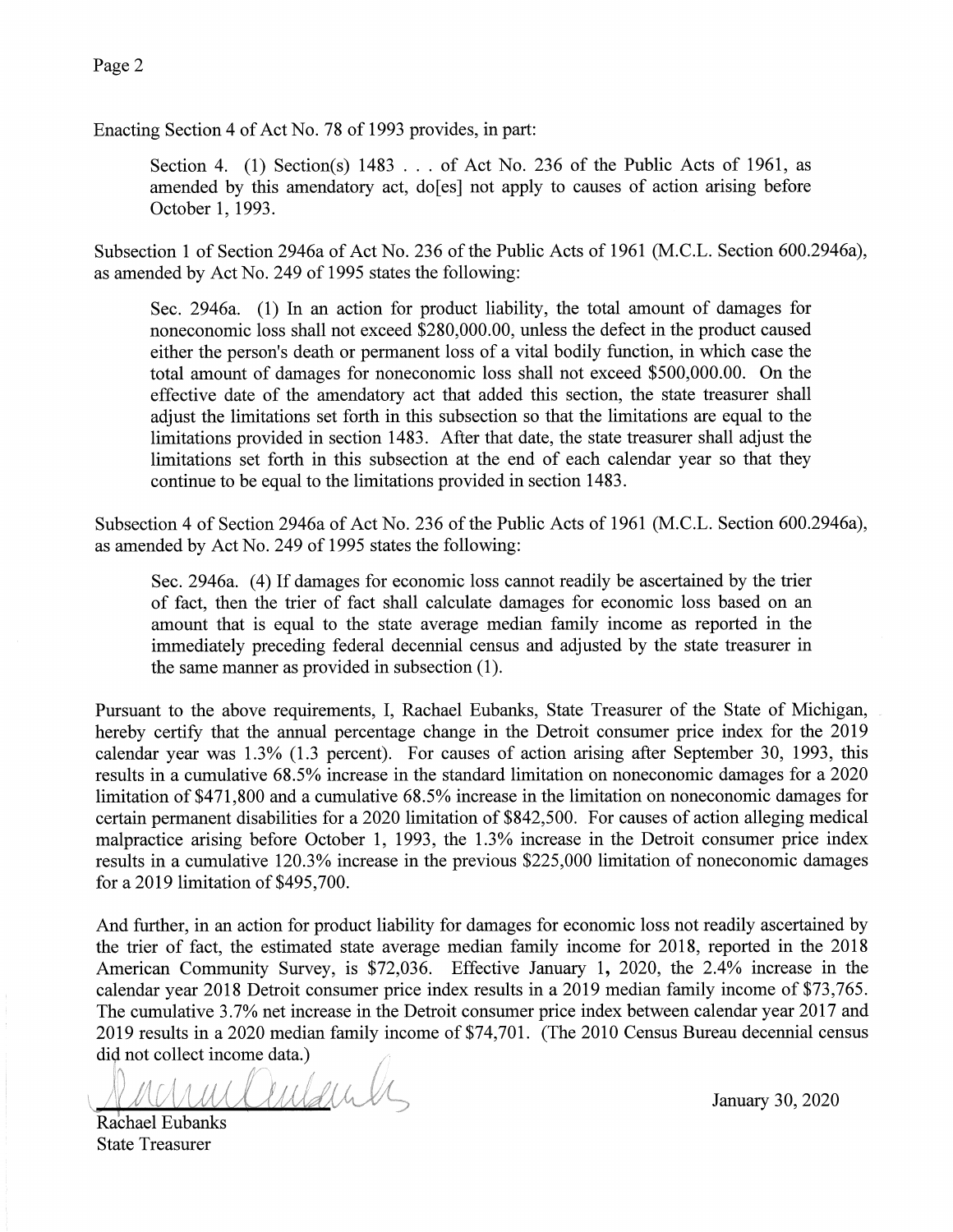Enacting Section 4 of Act No. 78 of 1993 provides, in part:

> Section 4. (1) Section(s) 1483 . . . of Act No. 236 of the Public Acts of 1961, as amended by this amendatory act, do[es] not apply to causes of action arising before October 1, 1993.

Subsection 1 of Section 2946a of Act No. 236 of the Public Acts of 1961 (M.C.L. Section 600.2946a), as amended by Act No. 249 of 1995 states the following:

> Sec. 2946a. (1) In an action for product liability, the total amount of damages for noneconomic loss shall not exceed $280,000.00, unless the defect in the product caused either the person's death or permanent loss of a vital bodily function, in which case the total amount of damages for noneconomic loss shall not exceed $500,000.00. On the effective date of the amendatory act that added this section, the state treasurer shall adjust the limitations set forth in this subsection so that the limitations are equal to the limitations provided in section 1483. After that date, the state treasurer shall adjust the limitations set forth in this subsection at the end of each calendar year so that they continue to be equal to the limitations provided in section 1483.

Subsection 4 of Section 2946a of Act No. 236 of the Public Acts of 1961 (M.C.L. Section 600.2946a), as amended by Act No. 249 of 1995 states the following:

> Sec. 2946a. (4) If damages for economic loss cannot readily be ascertained by the trier of fact, then the trier of fact shall calculate damages for economic loss based on an amount that is equal to the state average median family income as reported in the immediately preceding federal decennial census and adjusted by the state treasurer in the same manner as provided in subsection (1).

Pursuant to the above requirements, I, Rachael Eubanks, State Treasurer of the State of Michigan, hereby certify that the annual percentage change in the Detroit consumer price index for the 2019 calendar year was 1.3% (1.3 percent). For causes of action arising after September 30, 1993, this results in a cumulative 68.5% increase in the standard limitation on noneconomic damages for a 2020 limitation of $471,800 and a cumulative 68.5% increase in the limitation on noneconomic damages for certain permanent disabilities for a 2020 limitation of $842,500. For causes of action alleging medical malpractice arising before October 1, 1993, the 1.3% increase in the Detroit consumer price index results in a cumulative 120.3% increase in the previous $225,000 limitation of noneconomic damages for a 2019 limitation of $495,700.

And further, in an action for product liability for damages for economic loss not readily ascertained by the trier of fact, the estimated state average median family income for 2018, reported in the 2018 American Community Survey, is $72,036. Effective January 1, 2020, the 2.4% increase in the calendar year 2018 Detroit consumer price index results in a 2019 median family income of $73,765. The cumulative 3.7% net increase in the Detroit consumer price index between calendar year 2017 and 2019 results in a 2020 median family income of $74,701. (The 2010 Census Bureau decennial census did not collect income data.)

Rachael Eubanks
State Treasurer

January 30, 2020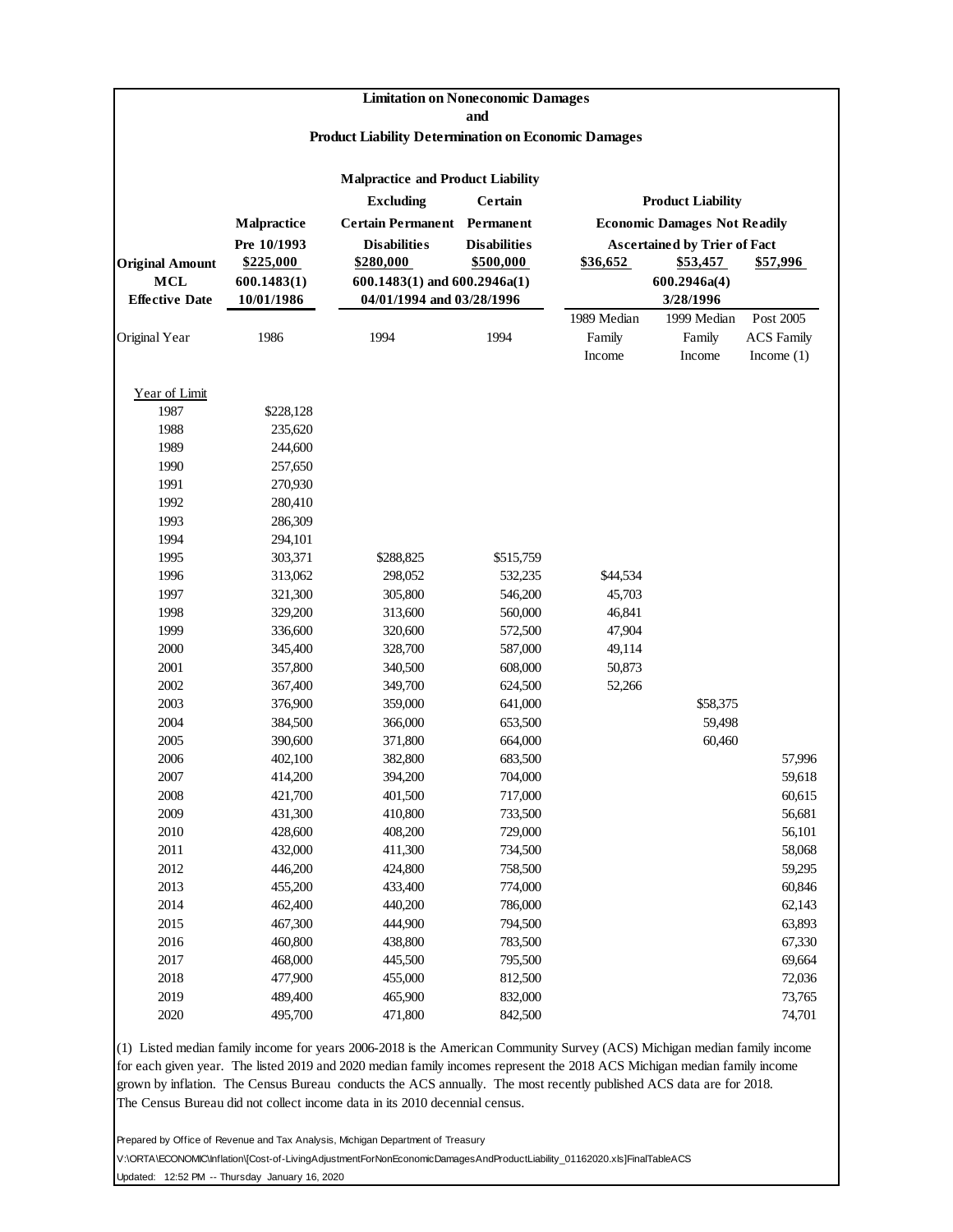# Limitation on Noneconomic Damages
# and
# Product Liability Determination on Economic Damages

| | Malpractice | Malpractice and Product Liability: Excluding Certain Permanent Disabilities | Malpractice and Product Liability: Certain Permanent Disabilities | Product Liability Economic Damages Not Readily Ascertained by Trier of Fact | | |
|---|---|---|---|---|---|---|
| | Pre 10/1993 | | | | | |
| **Original Amount** | $225,000 | $280,000 | $500,000 | $36,652 | $53,457 | $57,996 |
| **MCL** | 600.1483(1) | 600.1483(1) and 600.2946a(1) | | | 600.2946a(4) | |
| **Effective Date** | 10/01/1986 | 04/01/1994 and 03/28/1996 | | | 3/28/1996 | |
| Original Year | 1986 | 1994 | 1994 | 1989 Median Family Income | 1999 Median Family Income | Post 2005 ACS Family Income (1) |
| Year of Limit | | | | | | |
| 1987 | $228,128 | | | | | |
| 1988 | 235,620 | | | | | |
| 1989 | 244,600 | | | | | |
| 1990 | 257,650 | | | | | |
| 1991 | 270,930 | | | | | |
| 1992 | 280,410 | | | | | |
| 1993 | 286,309 | | | | | |
| 1994 | 294,101 | | | | | |
| 1995 | 303,371 | $288,825 | $515,759 | | | |
| 1996 | 313,062 | 298,052 | 532,235 | $44,534 | | |
| 1997 | 321,300 | 305,800 | 546,200 | 45,703 | | |
| 1998 | 329,200 | 313,600 | 560,000 | 46,841 | | |
| 1999 | 336,600 | 320,600 | 572,500 | 47,904 | | |
| 2000 | 345,400 | 328,700 | 587,000 | 49,114 | | |
| 2001 | 357,800 | 340,500 | 608,000 | 50,873 | | |
| 2002 | 367,400 | 349,700 | 624,500 | 52,266 | | |
| 2003 | 376,900 | 359,000 | 641,000 | | $58,375 | |
| 2004 | 384,500 | 366,000 | 653,500 | | 59,498 | |
| 2005 | 390,600 | 371,800 | 664,000 | | 60,460 | |
| 2006 | 402,100 | 382,800 | 683,500 | | | 57,996 |
| 2007 | 414,200 | 394,200 | 704,000 | | | 59,618 |
| 2008 | 421,700 | 401,500 | 717,000 | | | 60,615 |
| 2009 | 431,300 | 410,800 | 733,500 | | | 56,681 |
| 2010 | 428,600 | 408,200 | 729,000 | | | 56,101 |
| 2011 | 432,000 | 411,300 | 734,500 | | | 58,068 |
| 2012 | 446,200 | 424,800 | 758,500 | | | 59,295 |
| 2013 | 455,200 | 433,400 | 774,000 | | | 60,846 |
| 2014 | 462,400 | 440,200 | 786,000 | | | 62,143 |
| 2015 | 467,300 | 444,900 | 794,500 | | | 63,893 |
| 2016 | 460,800 | 438,800 | 783,500 | | | 67,330 |
| 2017 | 468,000 | 445,500 | 795,500 | | | 69,664 |
| 2018 | 477,900 | 455,000 | 812,500 | | | 72,036 |
| 2019 | 489,400 | 465,900 | 832,000 | | | 73,765 |
| 2020 | 495,700 | 471,800 | 842,500 | | | 74,701 |

(1) Listed median family income for years 2006-2018 is the American Community Survey (ACS) Michigan median family income for each given year. The listed 2019 and 2020 median family incomes represent the 2018 ACS Michigan median family income grown by inflation. The Census Bureau conducts the ACS annually. The most recently published ACS data are for 2018. The Census Bureau did not collect income data in its 2010 decennial census.

Prepared by Office of Revenue and Tax Analysis, Michigan Department of Treasury

V:\ORTA\ECONOMIC\Inflation\[Cost-of-LivingAdjustmentForNonEconomicDamagesAndProductLiability_01162020.xls]FinalTableACS

Updated: 12:52 PM -- Thursday January 16, 2020